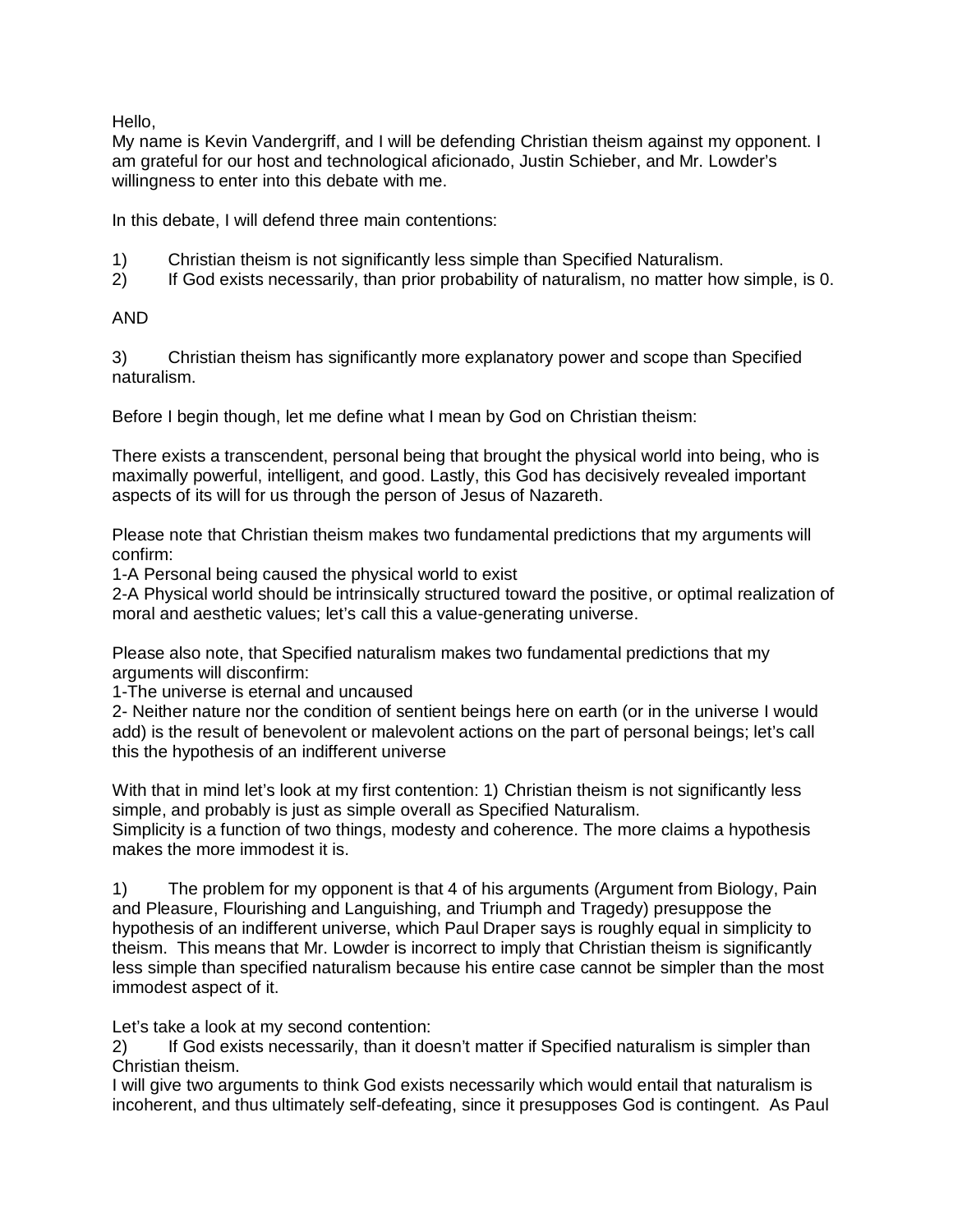Hello,
My name is Kevin Vandergriff, and I will be defending Christian theism against my opponent. I am grateful for our host and technological aficionado, Justin Schieber, and Mr. Lowder's willingness to enter into this debate with me.

In this debate, I will defend three main contentions:

1) Christian theism is not significantly less simple than Specified Naturalism.
2) If God exists necessarily, than prior probability of naturalism, no matter how simple, is 0.

AND

3) Christian theism has significantly more explanatory power and scope than Specified naturalism.

Before I begin though, let me define what I mean by God on Christian theism:

There exists a transcendent, personal being that brought the physical world into being, who is maximally powerful, intelligent, and good. Lastly, this God has decisively revealed important aspects of its will for us through the person of Jesus of Nazareth.

Please note that Christian theism makes two fundamental predictions that my arguments will confirm:
1-A Personal being caused the physical world to exist
2-A Physical world should be intrinsically structured toward the positive, or optimal realization of moral and aesthetic values; let's call this a value-generating universe.

Please also note, that Specified naturalism makes two fundamental predictions that my arguments will disconfirm:
1-The universe is eternal and uncaused
2- Neither nature nor the condition of sentient beings here on earth (or in the universe I would add) is the result of benevolent or malevolent actions on the part of personal beings; let's call this the hypothesis of an indifferent universe

With that in mind let's look at my first contention: 1) Christian theism is not significantly less simple, and probably is just as simple overall as Specified Naturalism.
Simplicity is a function of two things, modesty and coherence. The more claims a hypothesis makes the more immodest it is.

1) The problem for my opponent is that 4 of his arguments (Argument from Biology, Pain and Pleasure, Flourishing and Languishing, and Triumph and Tragedy) presuppose the hypothesis of an indifferent universe, which Paul Draper says is roughly equal in simplicity to theism. This means that Mr. Lowder is incorrect to imply that Christian theism is significantly less simple than specified naturalism because his entire case cannot be simpler than the most immodest aspect of it.

Let's take a look at my second contention:
2) If God exists necessarily, than it doesn't matter if Specified naturalism is simpler than Christian theism.
I will give two arguments to think God exists necessarily which would entail that naturalism is incoherent, and thus ultimately self-defeating, since it presupposes God is contingent. As Paul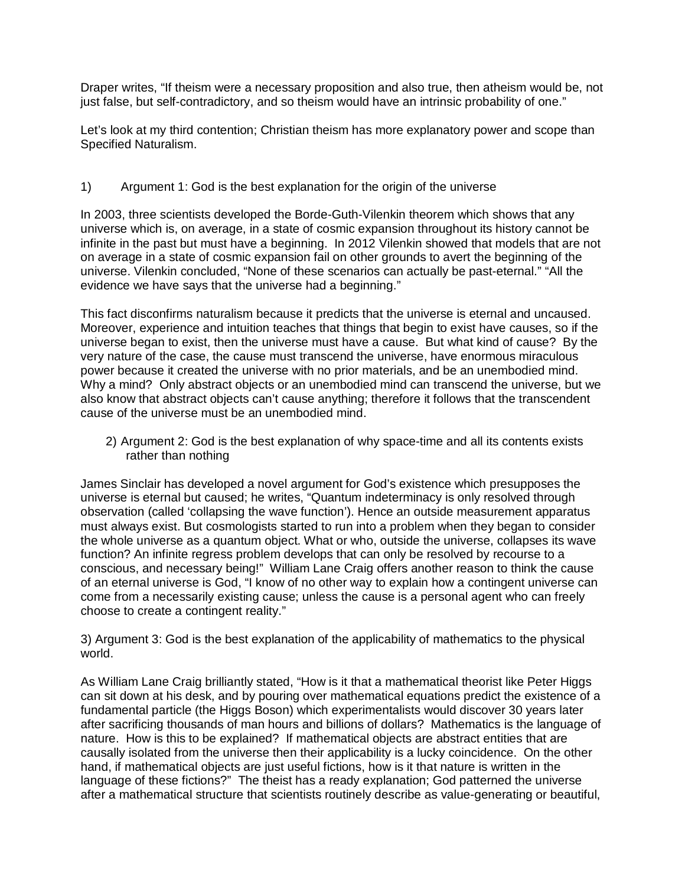Draper writes, “If theism were a necessary proposition and also true, then atheism would be, not just false, but self-contradictory, and so theism would have an intrinsic probability of one.”

Let’s look at my third contention; Christian theism has more explanatory power and scope than Specified Naturalism.

1) Argument 1: God is the best explanation for the origin of the universe

In 2003, three scientists developed the Borde-Guth-Vilenkin theorem which shows that any universe which is, on average, in a state of cosmic expansion throughout its history cannot be infinite in the past but must have a beginning. In 2012 Vilenkin showed that models that are not on average in a state of cosmic expansion fail on other grounds to avert the beginning of the universe. Vilenkin concluded, “None of these scenarios can actually be past-eternal.” “All the evidence we have says that the universe had a beginning.”

This fact disconfirms naturalism because it predicts that the universe is eternal and uncaused. Moreover, experience and intuition teaches that things that begin to exist have causes, so if the universe began to exist, then the universe must have a cause. But what kind of cause? By the very nature of the case, the cause must transcend the universe, have enormous miraculous power because it created the universe with no prior materials, and be an unembodied mind. Why a mind? Only abstract objects or an unembodied mind can transcend the universe, but we also know that abstract objects can’t cause anything; therefore it follows that the transcendent cause of the universe must be an unembodied mind.

2) Argument 2: God is the best explanation of why space-time and all its contents exists rather than nothing

James Sinclair has developed a novel argument for God’s existence which presupposes the universe is eternal but caused; he writes, “Quantum indeterminacy is only resolved through observation (called ‘collapsing the wave function’). Hence an outside measurement apparatus must always exist. But cosmologists started to run into a problem when they began to consider the whole universe as a quantum object. What or who, outside the universe, collapses its wave function? An infinite regress problem develops that can only be resolved by recourse to a conscious, and necessary being!” William Lane Craig offers another reason to think the cause of an eternal universe is God, “I know of no other way to explain how a contingent universe can come from a necessarily existing cause; unless the cause is a personal agent who can freely choose to create a contingent reality.”

3) Argument 3: God is the best explanation of the applicability of mathematics to the physical world.

As William Lane Craig brilliantly stated, “How is it that a mathematical theorist like Peter Higgs can sit down at his desk, and by pouring over mathematical equations predict the existence of a fundamental particle (the Higgs Boson) which experimentalists would discover 30 years later after sacrificing thousands of man hours and billions of dollars? Mathematics is the language of nature. How is this to be explained? If mathematical objects are abstract entities that are causally isolated from the universe then their applicability is a lucky coincidence. On the other hand, if mathematical objects are just useful fictions, how is it that nature is written in the language of these fictions?” The theist has a ready explanation; God patterned the universe after a mathematical structure that scientists routinely describe as value-generating or beautiful,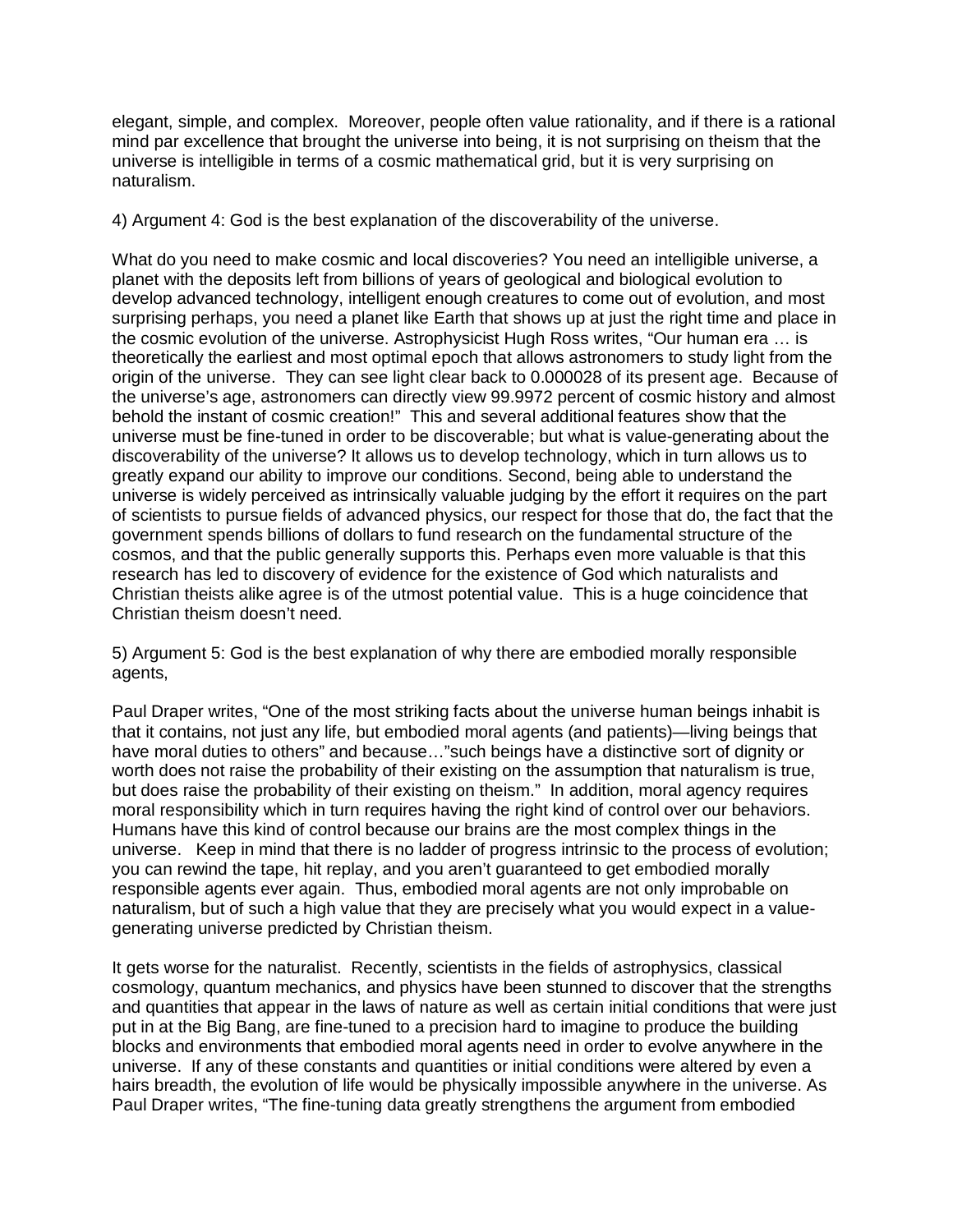elegant, simple, and complex. Moreover, people often value rationality, and if there is a rational mind par excellence that brought the universe into being, it is not surprising on theism that the universe is intelligible in terms of a cosmic mathematical grid, but it is very surprising on naturalism.

4) Argument 4: God is the best explanation of the discoverability of the universe.

What do you need to make cosmic and local discoveries? You need an intelligible universe, a planet with the deposits left from billions of years of geological and biological evolution to develop advanced technology, intelligent enough creatures to come out of evolution, and most surprising perhaps, you need a planet like Earth that shows up at just the right time and place in the cosmic evolution of the universe. Astrophysicist Hugh Ross writes, "Our human era … is theoretically the earliest and most optimal epoch that allows astronomers to study light from the origin of the universe. They can see light clear back to 0.000028 of its present age. Because of the universe's age, astronomers can directly view 99.9972 percent of cosmic history and almost behold the instant of cosmic creation!" This and several additional features show that the universe must be fine-tuned in order to be discoverable; but what is value-generating about the discoverability of the universe? It allows us to develop technology, which in turn allows us to greatly expand our ability to improve our conditions. Second, being able to understand the universe is widely perceived as intrinsically valuable judging by the effort it requires on the part of scientists to pursue fields of advanced physics, our respect for those that do, the fact that the government spends billions of dollars to fund research on the fundamental structure of the cosmos, and that the public generally supports this. Perhaps even more valuable is that this research has led to discovery of evidence for the existence of God which naturalists and Christian theists alike agree is of the utmost potential value. This is a huge coincidence that Christian theism doesn't need.

5) Argument 5: God is the best explanation of why there are embodied morally responsible agents,

Paul Draper writes, "One of the most striking facts about the universe human beings inhabit is that it contains, not just any life, but embodied moral agents (and patients)—living beings that have moral duties to others" and because…"such beings have a distinctive sort of dignity or worth does not raise the probability of their existing on the assumption that naturalism is true, but does raise the probability of their existing on theism." In addition, moral agency requires moral responsibility which in turn requires having the right kind of control over our behaviors. Humans have this kind of control because our brains are the most complex things in the universe. Keep in mind that there is no ladder of progress intrinsic to the process of evolution; you can rewind the tape, hit replay, and you aren't guaranteed to get embodied morally responsible agents ever again. Thus, embodied moral agents are not only improbable on naturalism, but of such a high value that they are precisely what you would expect in a value-generating universe predicted by Christian theism.

It gets worse for the naturalist. Recently, scientists in the fields of astrophysics, classical cosmology, quantum mechanics, and physics have been stunned to discover that the strengths and quantities that appear in the laws of nature as well as certain initial conditions that were just put in at the Big Bang, are fine-tuned to a precision hard to imagine to produce the building blocks and environments that embodied moral agents need in order to evolve anywhere in the universe. If any of these constants and quantities or initial conditions were altered by even a hairs breadth, the evolution of life would be physically impossible anywhere in the universe. As Paul Draper writes, "The fine-tuning data greatly strengthens the argument from embodied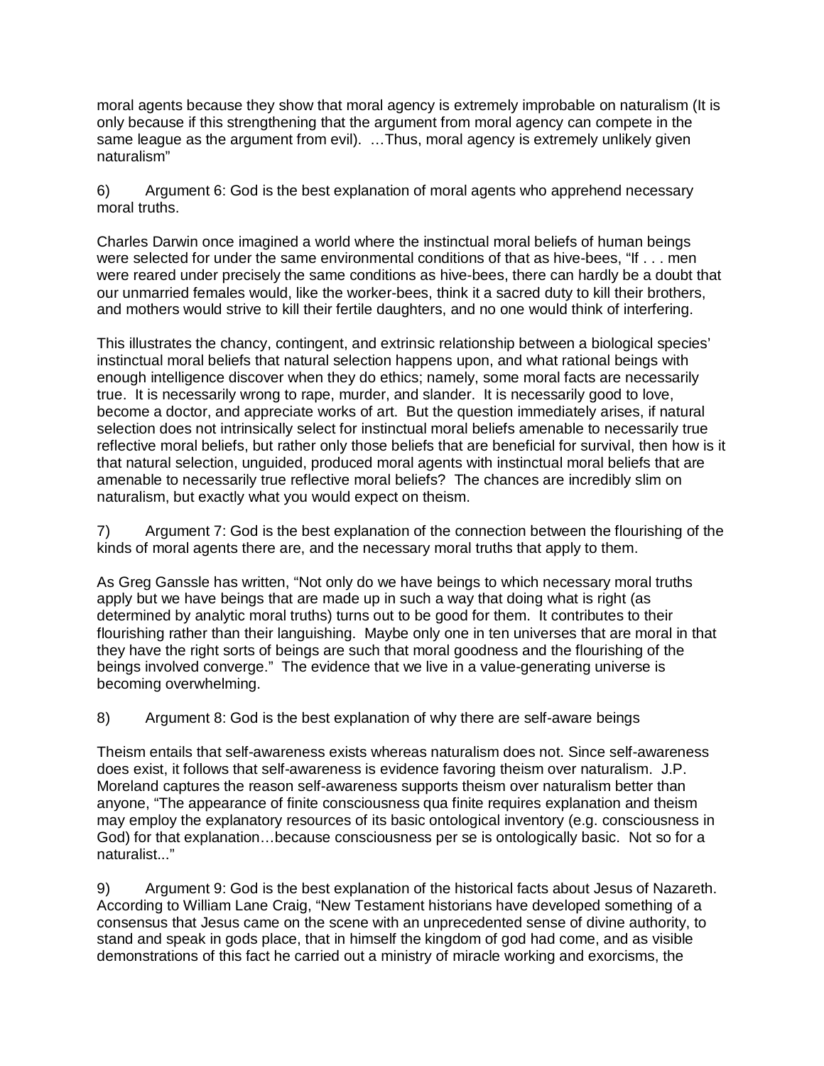moral agents because they show that moral agency is extremely improbable on naturalism (It is only because if this strengthening that the argument from moral agency can compete in the same league as the argument from evil). …Thus, moral agency is extremely unlikely given naturalism"

6) Argument 6: God is the best explanation of moral agents who apprehend necessary moral truths.

Charles Darwin once imagined a world where the instinctual moral beliefs of human beings were selected for under the same environmental conditions of that as hive-bees, "If . . . men were reared under precisely the same conditions as hive-bees, there can hardly be a doubt that our unmarried females would, like the worker-bees, think it a sacred duty to kill their brothers, and mothers would strive to kill their fertile daughters, and no one would think of interfering.

This illustrates the chancy, contingent, and extrinsic relationship between a biological species' instinctual moral beliefs that natural selection happens upon, and what rational beings with enough intelligence discover when they do ethics; namely, some moral facts are necessarily true. It is necessarily wrong to rape, murder, and slander. It is necessarily good to love, become a doctor, and appreciate works of art. But the question immediately arises, if natural selection does not intrinsically select for instinctual moral beliefs amenable to necessarily true reflective moral beliefs, but rather only those beliefs that are beneficial for survival, then how is it that natural selection, unguided, produced moral agents with instinctual moral beliefs that are amenable to necessarily true reflective moral beliefs? The chances are incredibly slim on naturalism, but exactly what you would expect on theism.

7) Argument 7: God is the best explanation of the connection between the flourishing of the kinds of moral agents there are, and the necessary moral truths that apply to them.

As Greg Ganssle has written, "Not only do we have beings to which necessary moral truths apply but we have beings that are made up in such a way that doing what is right (as determined by analytic moral truths) turns out to be good for them. It contributes to their flourishing rather than their languishing. Maybe only one in ten universes that are moral in that they have the right sorts of beings are such that moral goodness and the flourishing of the beings involved converge." The evidence that we live in a value-generating universe is becoming overwhelming.

8) Argument 8: God is the best explanation of why there are self-aware beings

Theism entails that self-awareness exists whereas naturalism does not. Since self-awareness does exist, it follows that self-awareness is evidence favoring theism over naturalism. J.P. Moreland captures the reason self-awareness supports theism over naturalism better than anyone, "The appearance of finite consciousness qua finite requires explanation and theism may employ the explanatory resources of its basic ontological inventory (e.g. consciousness in God) for that explanation…because consciousness per se is ontologically basic. Not so for a naturalist..."

9) Argument 9: God is the best explanation of the historical facts about Jesus of Nazareth. According to William Lane Craig, "New Testament historians have developed something of a consensus that Jesus came on the scene with an unprecedented sense of divine authority, to stand and speak in gods place, that in himself the kingdom of god had come, and as visible demonstrations of this fact he carried out a ministry of miracle working and exorcisms, the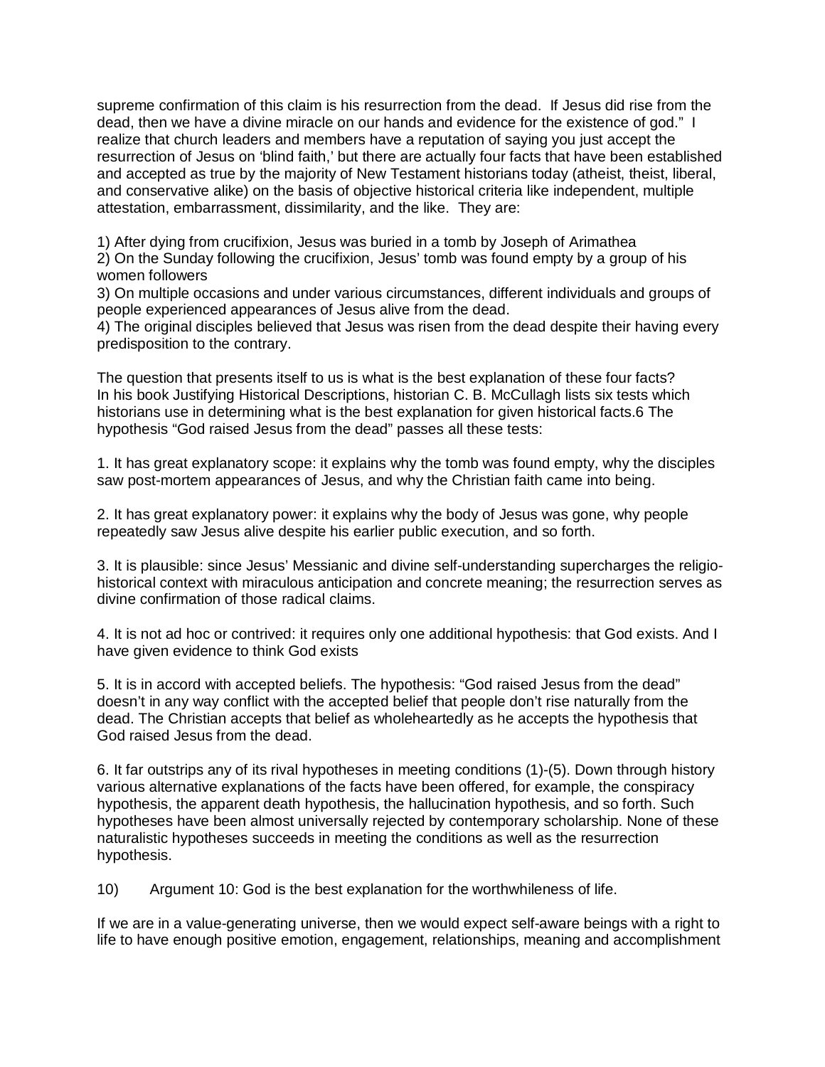supreme confirmation of this claim is his resurrection from the dead. If Jesus did rise from the dead, then we have a divine miracle on our hands and evidence for the existence of god." I realize that church leaders and members have a reputation of saying you just accept the resurrection of Jesus on 'blind faith,' but there are actually four facts that have been established and accepted as true by the majority of New Testament historians today (atheist, theist, liberal, and conservative alike) on the basis of objective historical criteria like independent, multiple attestation, embarrassment, dissimilarity, and the like. They are:

1) After dying from crucifixion, Jesus was buried in a tomb by Joseph of Arimathea
2) On the Sunday following the crucifixion, Jesus' tomb was found empty by a group of his women followers
3) On multiple occasions and under various circumstances, different individuals and groups of people experienced appearances of Jesus alive from the dead.
4) The original disciples believed that Jesus was risen from the dead despite their having every predisposition to the contrary.

The question that presents itself to us is what is the best explanation of these four facts? In his book Justifying Historical Descriptions, historian C. B. McCullagh lists six tests which historians use in determining what is the best explanation for given historical facts.6 The hypothesis "God raised Jesus from the dead" passes all these tests:

1. It has great explanatory scope: it explains why the tomb was found empty, why the disciples saw post-mortem appearances of Jesus, and why the Christian faith came into being.

2. It has great explanatory power: it explains why the body of Jesus was gone, why people repeatedly saw Jesus alive despite his earlier public execution, and so forth.

3. It is plausible: since Jesus' Messianic and divine self-understanding supercharges the religio-historical context with miraculous anticipation and concrete meaning; the resurrection serves as divine confirmation of those radical claims.

4. It is not ad hoc or contrived: it requires only one additional hypothesis: that God exists. And I have given evidence to think God exists

5. It is in accord with accepted beliefs. The hypothesis: "God raised Jesus from the dead" doesn't in any way conflict with the accepted belief that people don't rise naturally from the dead. The Christian accepts that belief as wholeheartedly as he accepts the hypothesis that God raised Jesus from the dead.

6. It far outstrips any of its rival hypotheses in meeting conditions (1)-(5). Down through history various alternative explanations of the facts have been offered, for example, the conspiracy hypothesis, the apparent death hypothesis, the hallucination hypothesis, and so forth. Such hypotheses have been almost universally rejected by contemporary scholarship. None of these naturalistic hypotheses succeeds in meeting the conditions as well as the resurrection hypothesis.

10) Argument 10: God is the best explanation for the worthwhileness of life.

If we are in a value-generating universe, then we would expect self-aware beings with a right to life to have enough positive emotion, engagement, relationships, meaning and accomplishment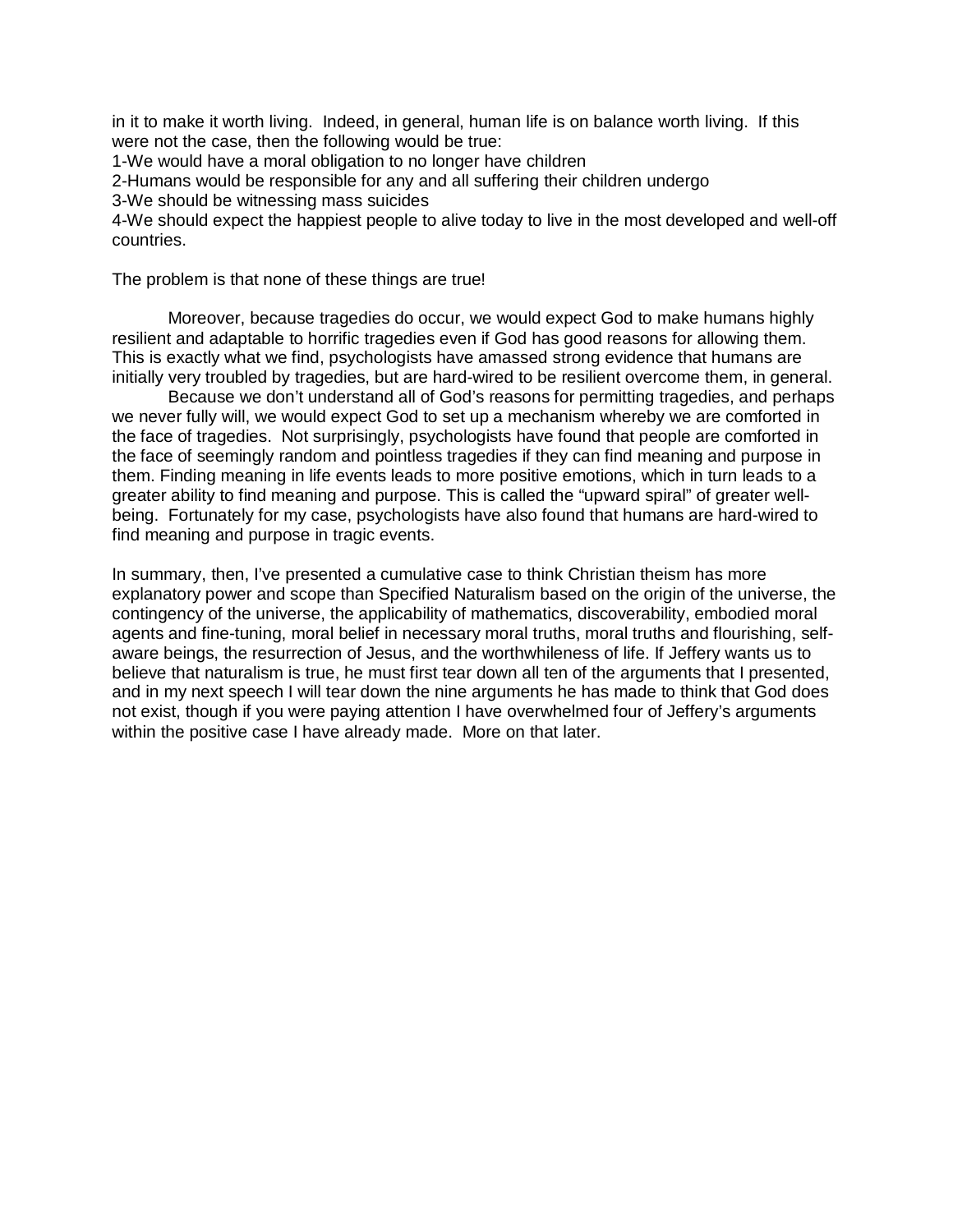in it to make it worth living. Indeed, in general, human life is on balance worth living. If this were not the case, then the following would be true:

1-We would have a moral obligation to no longer have children
2-Humans would be responsible for any and all suffering their children undergo
3-We should be witnessing mass suicides
4-We should expect the happiest people to alive today to live in the most developed and well-off countries.

The problem is that none of these things are true!

Moreover, because tragedies do occur, we would expect God to make humans highly resilient and adaptable to horrific tragedies even if God has good reasons for allowing them. This is exactly what we find, psychologists have amassed strong evidence that humans are initially very troubled by tragedies, but are hard-wired to be resilient overcome them, in general.

Because we don't understand all of God's reasons for permitting tragedies, and perhaps we never fully will, we would expect God to set up a mechanism whereby we are comforted in the face of tragedies. Not surprisingly, psychologists have found that people are comforted in the face of seemingly random and pointless tragedies if they can find meaning and purpose in them. Finding meaning in life events leads to more positive emotions, which in turn leads to a greater ability to find meaning and purpose. This is called the "upward spiral" of greater well-being. Fortunately for my case, psychologists have also found that humans are hard-wired to find meaning and purpose in tragic events.

In summary, then, I've presented a cumulative case to think Christian theism has more explanatory power and scope than Specified Naturalism based on the origin of the universe, the contingency of the universe, the applicability of mathematics, discoverability, embodied moral agents and fine-tuning, moral belief in necessary moral truths, moral truths and flourishing, self-aware beings, the resurrection of Jesus, and the worthwhileness of life. If Jeffery wants us to believe that naturalism is true, he must first tear down all ten of the arguments that I presented, and in my next speech I will tear down the nine arguments he has made to think that God does not exist, though if you were paying attention I have overwhelmed four of Jeffery's arguments within the positive case I have already made. More on that later.